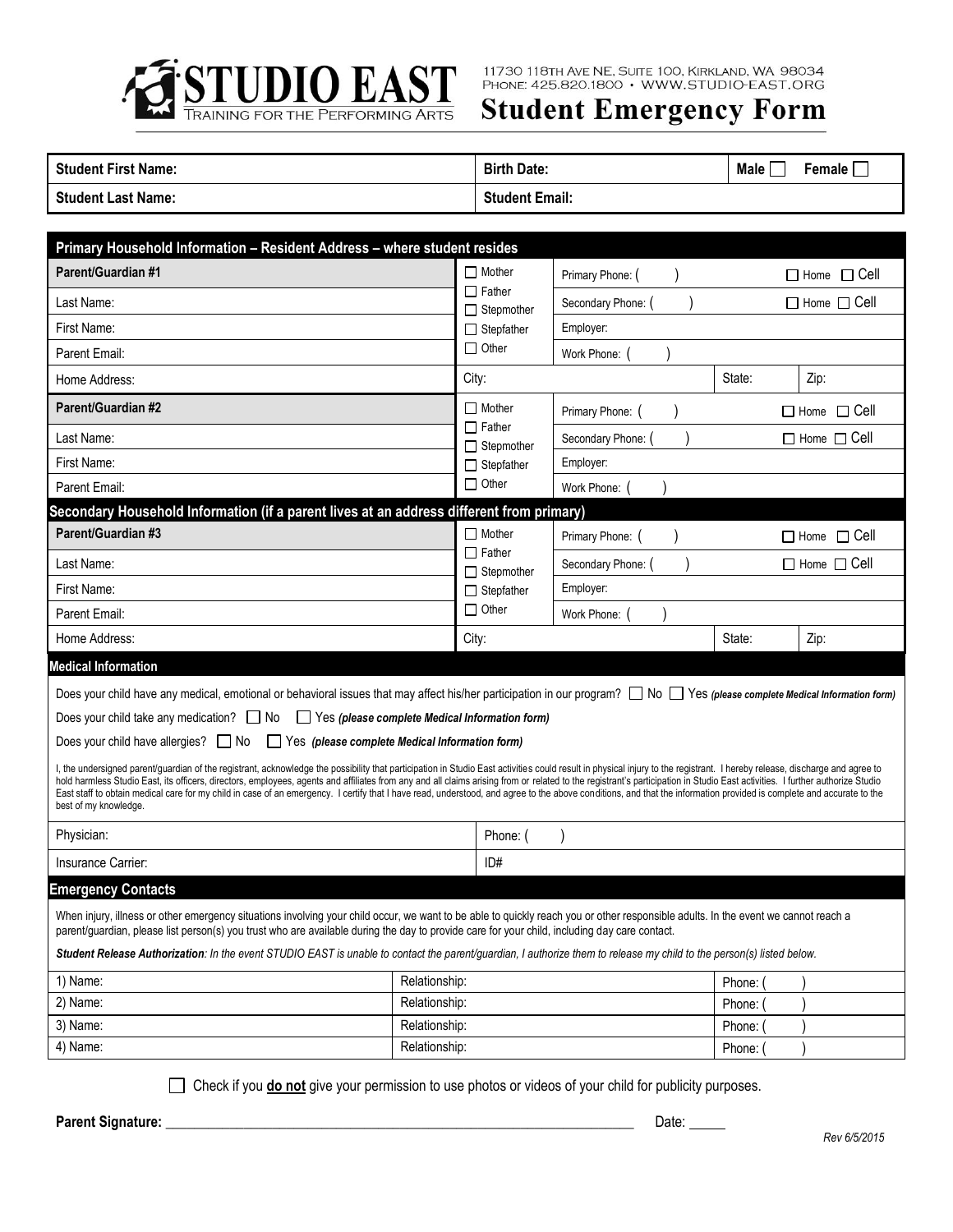# STUDIO EAST

TRAINING FOR THE PERFORMING ARTS

11730 118TH AVE NE, SUITE 100, KIRKLAND, WA 98034
PHONE: 425.820.1800 • WWW.STUDIO-EAST.ORG

## Student Emergency Form

| | | |
|---|---|---|
| **Student First Name:** | **Birth Date:** | **Male** ☐ **Female** ☐ |
| **Student Last Name:** | **Student Email:** | |

### Primary Household Information – Resident Address – where student resides

| | | | | |
|---|---|---|---|---|
| **Parent/Guardian #1** | ☐ Mother | Primary Phone: ( ) | | ☐ Home ☐ Cell |
| Last Name: | ☐ Father ☐ Stepmother | Secondary Phone: ( ) | | ☐ Home ☐ Cell |
| First Name: | ☐ Stepfather | Employer: | | |
| Parent Email: | ☐ Other | Work Phone: ( ) | | |
| Home Address: | City: | | State: | Zip: |
| **Parent/Guardian #2** | ☐ Mother | Primary Phone: ( ) | | ☐ Home ☐ Cell |
| Last Name: | ☐ Father ☐ Stepmother | Secondary Phone: ( ) | | ☐ Home ☐ Cell |
| First Name: | ☐ Stepfather | Employer: | | |
| Parent Email: | ☐ Other | Work Phone: ( ) | | |

### Secondary Household Information (if a parent lives at an address different from primary)

| | | | | |
|---|---|---|---|---|
| **Parent/Guardian #3** | ☐ Mother | Primary Phone: ( ) | | ☐ Home ☐ Cell |
| Last Name: | ☐ Father ☐ Stepmother | Secondary Phone: ( ) | | ☐ Home ☐ Cell |
| First Name: | ☐ Stepfather | Employer: | | |
| Parent Email: | ☐ Other | Work Phone: ( ) | | |
| Home Address: | City: | | State: | Zip: |

### Medical Information

Does your child have any medical, emotional or behavioral issues that may affect his/her participation in our program? ☐ No ☐ Yes ***(please complete Medical Information form)***

Does your child take any medication? ☐ No ☐ Yes ***(please complete Medical Information form)***

Does your child have allergies? ☐ No ☐ Yes ***(please complete Medical Information form)***

I, the undersigned parent/guardian of the registrant, acknowledge the possibility that participation in Studio East activities could result in physical injury to the registrant. I hereby release, discharge and agree to hold harmless Studio East, its officers, directors, employees, agents and affiliates from any and all claims arising from or related to the registrant's participation in Studio East activities. I further authorize Studio East staff to obtain medical care for my child in case of an emergency. I certify that I have read, understood, and agree to the above conditions, and that the information provided is complete and accurate to the best of my knowledge.

| | |
|---|---|
| Physician: | Phone: ( ) |
| Insurance Carrier: | ID# |

### Emergency Contacts

When injury, illness or other emergency situations involving your child occur, we want to be able to quickly reach you or other responsible adults. In the event we cannot reach a parent/guardian, please list person(s) you trust who are available during the day to provide care for your child, including day care contact.

***Student Release Authorization**: In the event STUDIO EAST is unable to contact the parent/guardian, I authorize them to release my child to the person(s) listed below.*

| | | |
|---|---|---|
| 1) Name: | Relationship: | Phone: ( ) |
| 2) Name: | Relationship: | Phone: ( ) |
| 3) Name: | Relationship: | Phone: ( ) |
| 4) Name: | Relationship: | Phone: ( ) |

☐ Check if you **do not** give your permission to use photos or videos of your child for publicity purposes.

**Parent Signature:** ______________________________________________________________ Date: _____

*Rev 6/5/2015*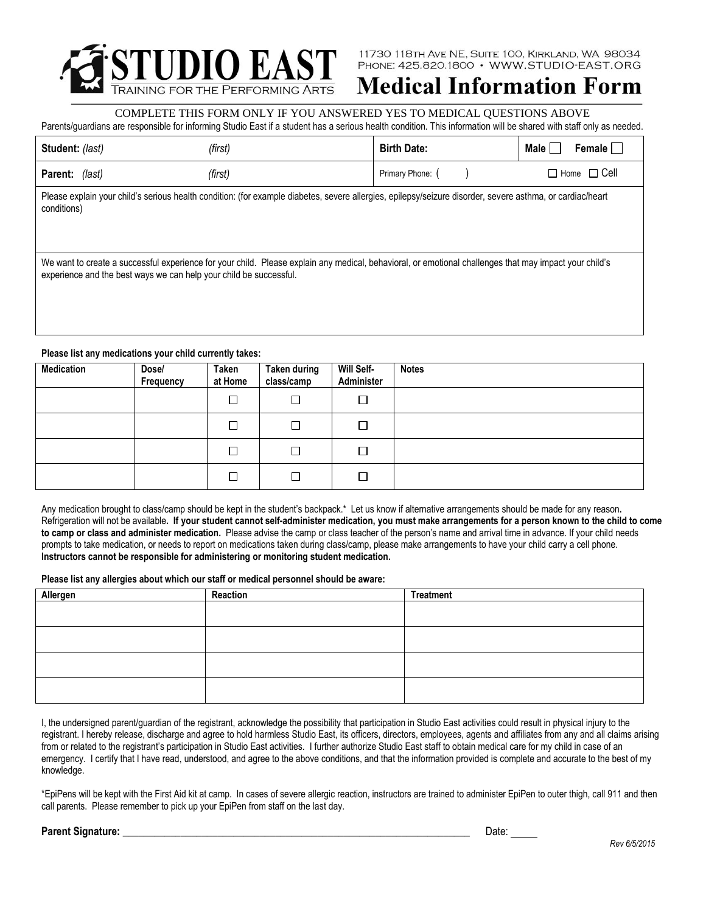**STUDIO EAST** TRAINING FOR THE PERFORMING ARTS

11730 118TH AVE NE, SUITE 100, KIRKLAND, WA 98034
PHONE: 425.820.1800 • WWW.STUDIO-EAST.ORG

# Medical Information Form

COMPLETE THIS FORM ONLY IF YOU ANSWERED YES TO MEDICAL QUESTIONS ABOVE

Parents/guardians are responsible for informing Studio East if a student has a serious health condition. This information will be shared with staff only as needed.

| | | | |
|---|---|---|---|
| **Student:** *(last)* | *(first)* | **Birth Date:** | **Male** ☐ **Female** ☐ |
| **Parent:** *(last)* | *(first)* | Primary Phone: ( ) | ☐ Home ☐ Cell |

Please explain your child's serious health condition: (for example diabetes, severe allergies, epilepsy/seizure disorder, severe asthma, or cardiac/heart conditions)

We want to create a successful experience for your child. Please explain any medical, behavioral, or emotional challenges that may impact your child's experience and the best ways we can help your child be successful.

**Please list any medications your child currently takes:**

| Medication | Dose/ Frequency | Taken at Home | Taken during class/camp | Will Self-Administer | Notes |
|---|---|---|---|---|---|
| | | ☐ | ☐ | ☐ | |
| | | ☐ | ☐ | ☐ | |
| | | ☐ | ☐ | ☐ | |
| | | ☐ | ☐ | ☐ | |

Any medication brought to class/camp should be kept in the student's backpack.* Let us know if alternative arrangements should be made for any reason**.** Refrigeration will not be available**. If your student cannot self-administer medication, you must make arrangements for a person known to the child to come to camp or class and administer medication.** Please advise the camp or class teacher of the person's name and arrival time in advance. If your child needs prompts to take medication, or needs to report on medications taken during class/camp, please make arrangements to have your child carry a cell phone. **Instructors cannot be responsible for administering or monitoring student medication.**

**Please list any allergies about which our staff or medical personnel should be aware:**

| Allergen | Reaction | Treatment |
|---|---|---|
| | | |
| | | |
| | | |
| | | |

I, the undersigned parent/guardian of the registrant, acknowledge the possibility that participation in Studio East activities could result in physical injury to the registrant. I hereby release, discharge and agree to hold harmless Studio East, its officers, directors, employees, agents and affiliates from any and all claims arising from or related to the registrant's participation in Studio East activities. I further authorize Studio East staff to obtain medical care for my child in case of an emergency. I certify that I have read, understood, and agree to the above conditions, and that the information provided is complete and accurate to the best of my knowledge.

*EpiPens will be kept with the First Aid kit at camp. In cases of severe allergic reaction, instructors are trained to administer EpiPen to outer thigh, call 911 and then call parents. Please remember to pick up your EpiPen from staff on the last day.

**Parent Signature:** \_\_\_\_\_\_\_\_\_\_\_\_\_\_\_\_\_\_\_\_\_\_\_\_\_\_\_\_\_\_\_\_\_\_\_\_\_\_\_\_\_\_\_\_\_\_\_\_\_\_\_\_\_\_\_\_ Date: \_\_\_\_\_

*Rev 6/5/2015*